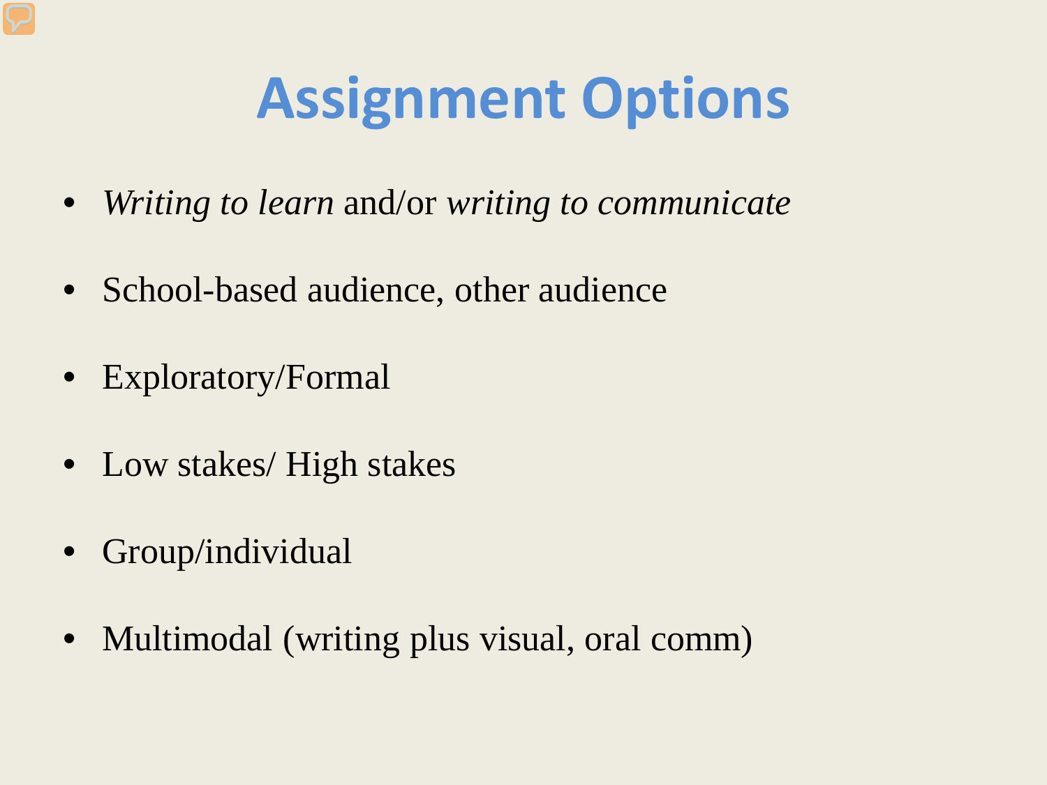# Assignment Options

- *Writing to learn* and/or *writing to communicate*
- School-based audience, other audience
- Exploratory/Formal
- Low stakes/ High stakes
- Group/individual
- Multimodal (writing plus visual, oral comm)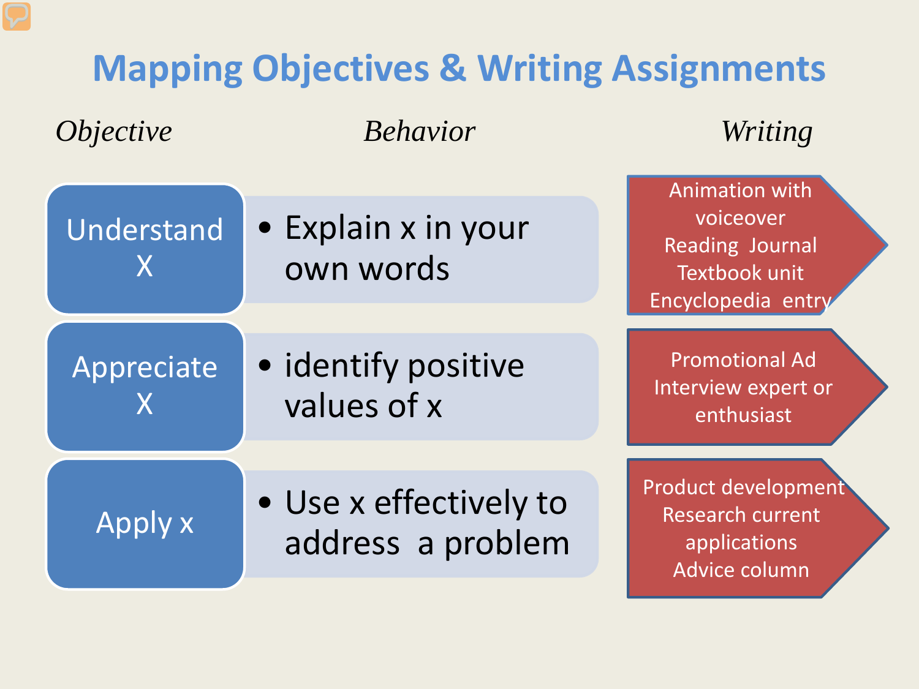# Mapping Objectives & Writing Assignments

| *Objective* | *Behavior* | *Writing* |
|---|---|---|
| Understand X | Explain x in your own words | Animation with voiceover<br>Reading Journal<br>Textbook unit<br>Encyclopedia entry |
| Appreciate X | identify positive values of x | Promotional Ad<br>Interview expert or enthusiast |
| Apply x | Use x effectively to address a problem | Product development<br>Research current applications<br>Advice column |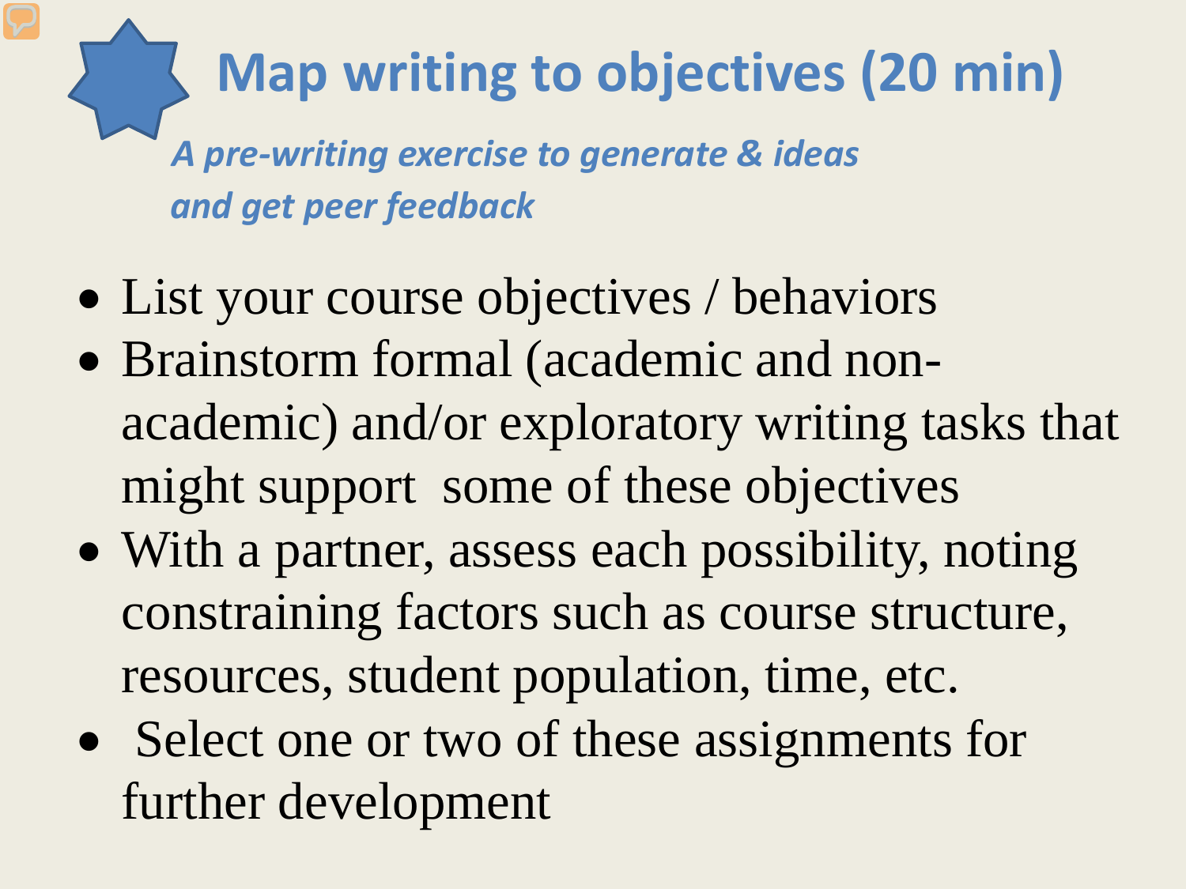# Map writing to objectives (20 min)

*A pre-writing exercise to generate & ideas and get peer feedback*

- List your course objectives / behaviors
- Brainstorm formal (academic and non-academic) and/or exploratory writing tasks that might support some of these objectives
- With a partner, assess each possibility, noting constraining factors such as course structure, resources, student population, time, etc.
- Select one or two of these assignments for further development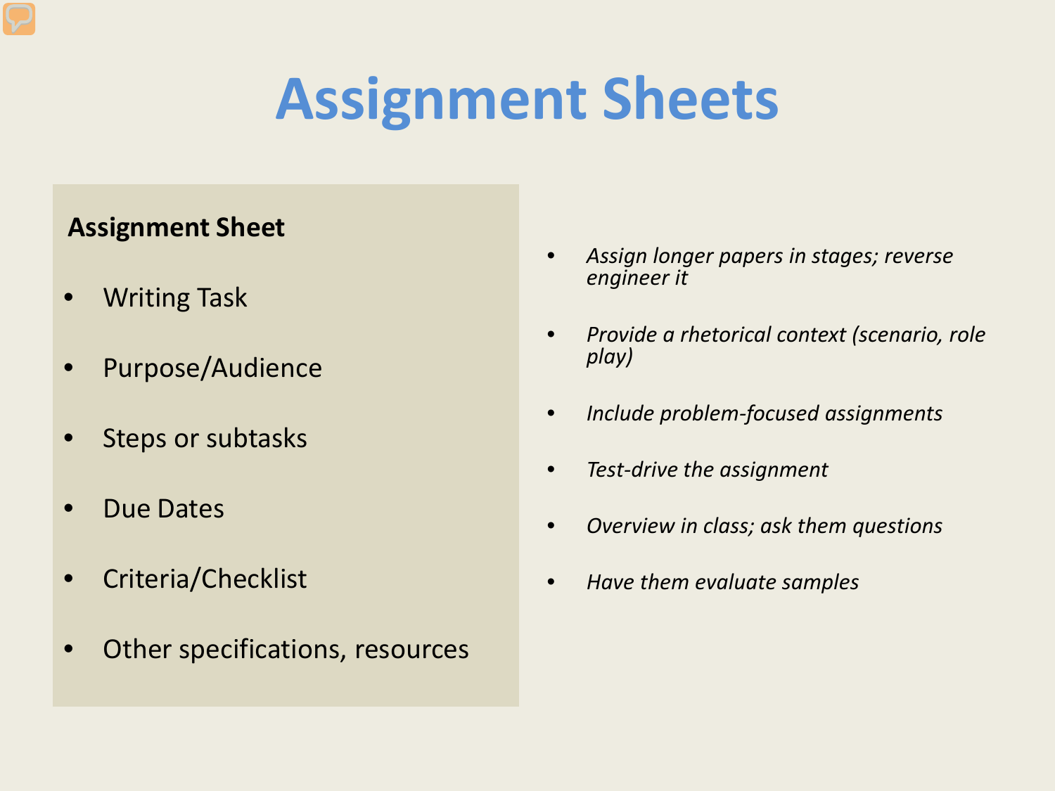# Assignment Sheets

**Assignment Sheet**

- Writing Task
- Purpose/Audience
- Steps or subtasks
- Due Dates
- Criteria/Checklist
- Other specifications, resources

- *Assign longer papers in stages; reverse engineer it*
- *Provide a rhetorical context (scenario, role play)*
- *Include problem-focused assignments*
- *Test-drive the assignment*
- *Overview in class; ask them questions*
- *Have them evaluate samples*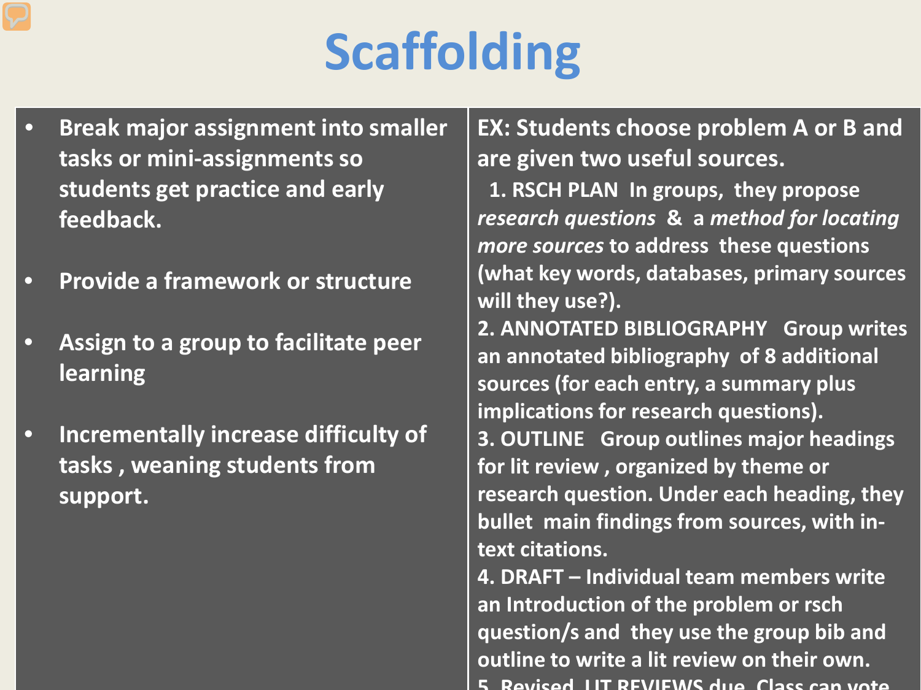# Scaffolding

- Break major assignment into smaller tasks or mini-assignments so students get practice and early feedback.
- Provide a framework or structure
- Assign to a group to facilitate peer learning
- Incrementally increase difficulty of tasks , weaning students from support.

EX: Students choose problem A or B and are given two useful sources.

1. RSCH PLAN In groups, they propose *research questions* & a *method for locating more sources* to address these questions (what key words, databases, primary sources will they use?).
2. ANNOTATED BIBLIOGRAPHY Group writes an annotated bibliography of 8 additional sources (for each entry, a summary plus implications for research questions).
3. OUTLINE Group outlines major headings for lit review , organized by theme or research question. Under each heading, they bullet main findings from sources, with in-text citations.
4. DRAFT – Individual team members write an Introduction of the problem or rsch question/s and they use the group bib and outline to write a lit review on their own.
5. Revised LIT REVIEWS due. Class can vote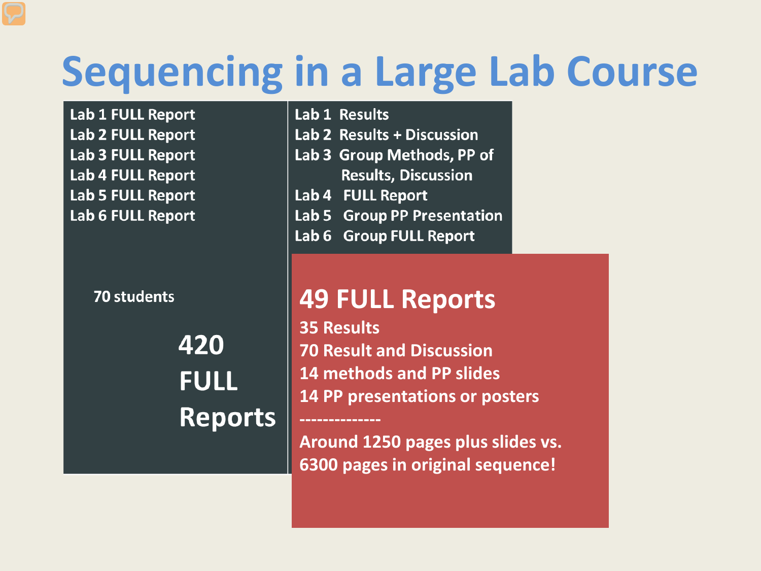# Sequencing in a Large Lab Course

Lab 1 FULL Report
Lab 2 FULL Report
Lab 3 FULL Report
Lab 4 FULL Report
Lab 5 FULL Report
Lab 6 FULL Report

70 students

**420 FULL Reports**

Lab 1 Results
Lab 2 Results + Discussion
Lab 3 Group Methods, PP of Results, Discussion
Lab 4 FULL Report
Lab 5 Group PP Presentation
Lab 6 Group FULL Report

**49 FULL Reports**
35 Results
70 Result and Discussion
14 methods and PP slides
14 PP presentations or posters
--------------
Around 1250 pages plus slides vs. 6300 pages in original sequence!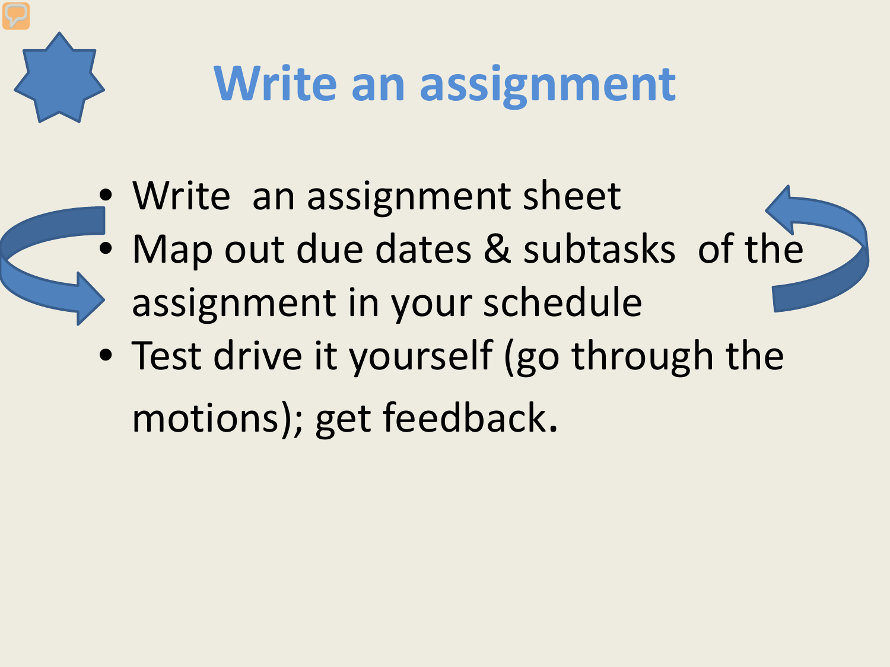# Write an assignment

- Write an assignment sheet
- Map out due dates & subtasks of the assignment in your schedule
- Test drive it yourself (go through the motions); get feedback.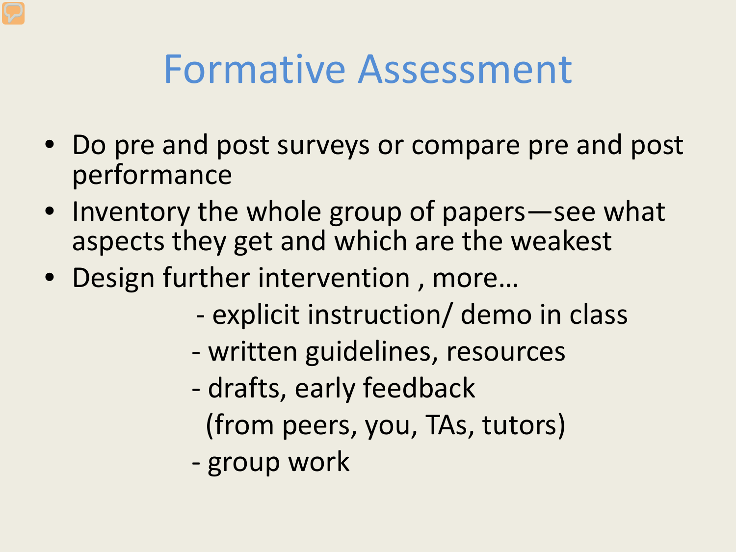# Formative Assessment

- Do pre and post surveys or compare pre and post performance
- Inventory the whole group of papers—see what aspects they get and which are the weakest
- Design further intervention , more…
  - explicit instruction/ demo in class
  - written guidelines, resources
  - drafts, early feedback (from peers, you, TAs, tutors)
  - group work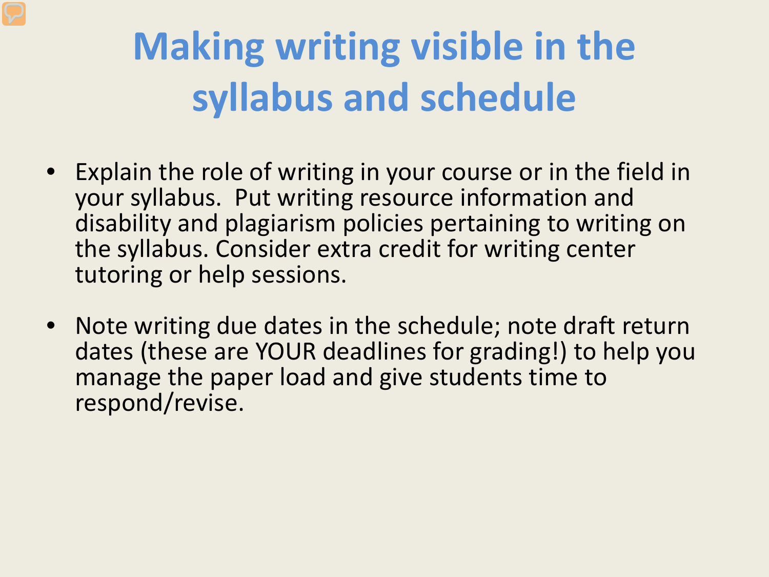# Making writing visible in the syllabus and schedule

- Explain the role of writing in your course or in the field in your syllabus. Put writing resource information and disability and plagiarism policies pertaining to writing on the syllabus. Consider extra credit for writing center tutoring or help sessions.

- Note writing due dates in the schedule; note draft return dates (these are YOUR deadlines for grading!) to help you manage the paper load and give students time to respond/revise.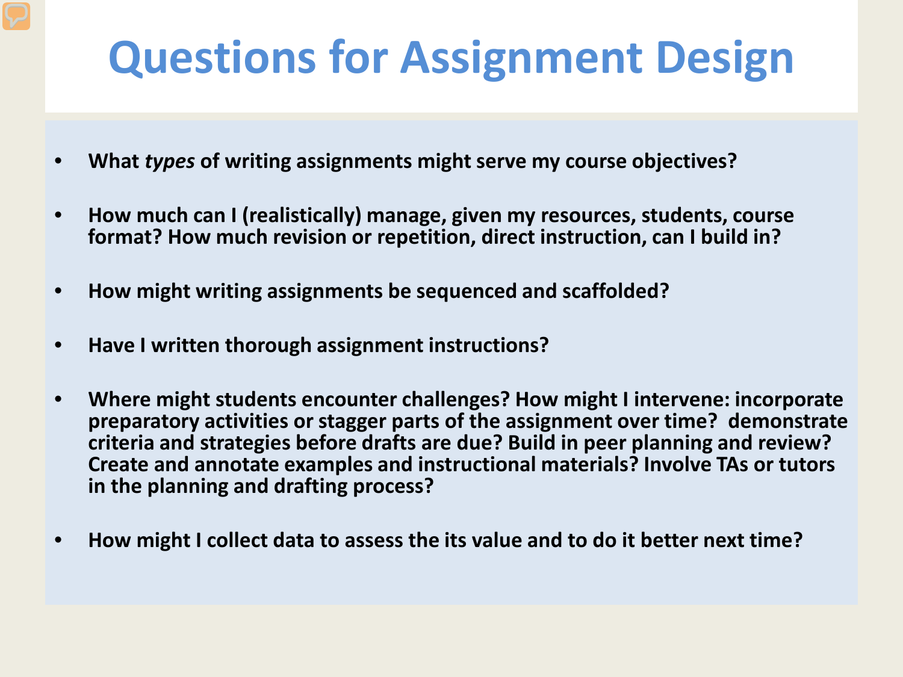# Questions for Assignment Design

- **What *types* of writing assignments might serve my course objectives?**
- **How much can I (realistically) manage, given my resources, students, course format? How much revision or repetition, direct instruction, can I build in?**
- **How might writing assignments be sequenced and scaffolded?**
- **Have I written thorough assignment instructions?**
- **Where might students encounter challenges? How might I intervene: incorporate preparatory activities or stagger parts of the assignment over time? demonstrate criteria and strategies before drafts are due? Build in peer planning and review? Create and annotate examples and instructional materials? Involve TAs or tutors in the planning and drafting process?**
- **How might I collect data to assess the its value and to do it better next time?**